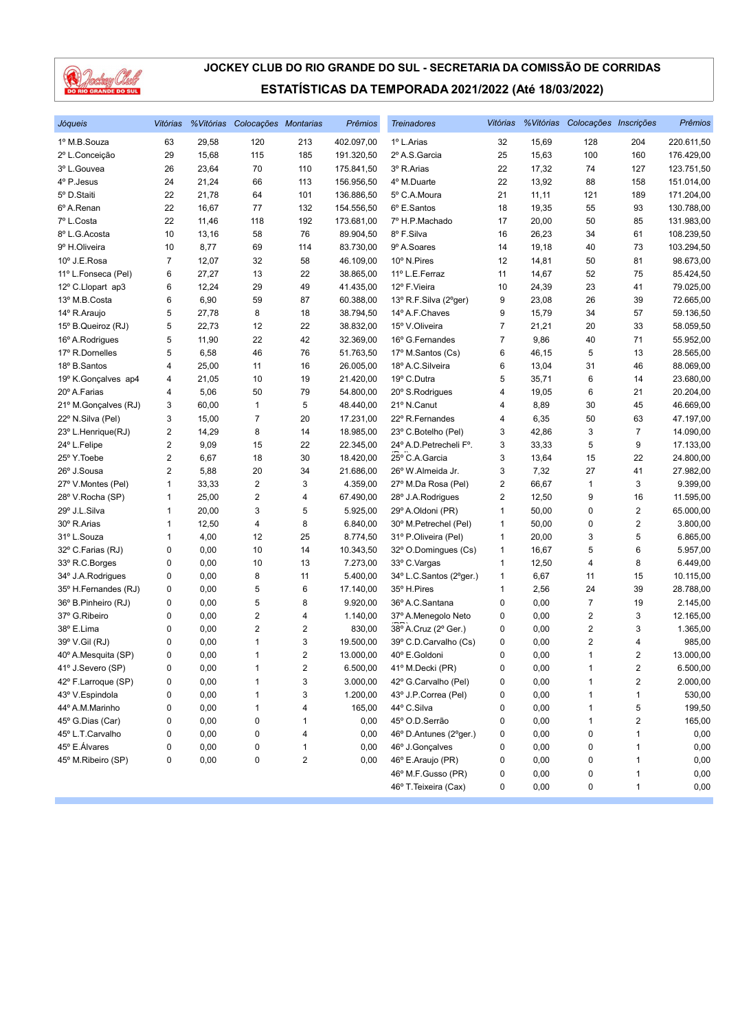# JOCKEY CLUB DO RIO GRANDE DO SUL - SECRETARIA DA COMISSÃO DE CORRIDAS

## ESTATÍSTICAS DA TEMPORADA 2021/2022 (Até 18/03/2022)

| Jóqueis | Vitórias | %Vitórias | Colocações | Montarias | Prêmios |
|---|---|---|---|---|---|
| 1º M.B.Souza | 63 | 29,58 | 120 | 213 | 402.097,00 |
| 2º L.Conceição | 29 | 15,68 | 115 | 185 | 191.320,50 |
| 3º L.Gouvea | 26 | 23,64 | 70 | 110 | 175.841,50 |
| 4º P.Jesus | 24 | 21,24 | 66 | 113 | 156.956,50 |
| 5º D.Staiti | 22 | 21,78 | 64 | 101 | 136.886,50 |
| 6º A.Renan | 22 | 16,67 | 77 | 132 | 154.556,50 |
| 7º L.Costa | 22 | 11,46 | 118 | 192 | 173.681,00 |
| 8º L.G.Acosta | 10 | 13,16 | 58 | 76 | 89.904,50 |
| 9º H.Oliveira | 10 | 8,77 | 69 | 114 | 83.730,00 |
| 10º J.E.Rosa | 7 | 12,07 | 32 | 58 | 46.109,00 |
| 11º L.Fonseca (Pel) | 6 | 27,27 | 13 | 22 | 38.865,00 |
| 12º C.Llopart ap3 | 6 | 12,24 | 29 | 49 | 41.435,00 |
| 13º M.B.Costa | 6 | 6,90 | 59 | 87 | 60.388,00 |
| 14º R.Araujo | 5 | 27,78 | 8 | 18 | 38.794,50 |
| 15º B.Queiroz (RJ) | 5 | 22,73 | 12 | 22 | 38.832,00 |
| 16º A.Rodrigues | 5 | 11,90 | 22 | 42 | 32.369,00 |
| 17º R.Dornelles | 5 | 6,58 | 46 | 76 | 51.763,50 |
| 18º B.Santos | 4 | 25,00 | 11 | 16 | 26.005,00 |
| 19º K.Gonçalves ap4 | 4 | 21,05 | 10 | 19 | 21.420,00 |
| 20º A.Farias | 4 | 5,06 | 50 | 79 | 54.800,00 |
| 21º M.Gonçalves (RJ) | 3 | 60,00 | 1 | 5 | 48.440,00 |
| 22º N.Silva (Pel) | 3 | 15,00 | 7 | 20 | 17.231,00 |
| 23º L.Henrique(RJ) | 2 | 14,29 | 8 | 14 | 18.985,00 |
| 24º L.Felipe | 2 | 9,09 | 15 | 22 | 22.345,00 |
| 25º Y.Toebe | 2 | 6,67 | 18 | 30 | 18.420,00 |
| 26º J.Sousa | 2 | 5,88 | 20 | 34 | 21.686,00 |
| 27º V.Montes (Pel) | 1 | 33,33 | 2 | 3 | 4.359,00 |
| 28º V.Rocha (SP) | 1 | 25,00 | 2 | 4 | 67.490,00 |
| 29º J.L.Silva | 1 | 20,00 | 3 | 5 | 5.925,00 |
| 30º R.Arias | 1 | 12,50 | 4 | 8 | 6.840,00 |
| 31º L.Souza | 1 | 4,00 | 12 | 25 | 8.774,50 |
| 32º C.Farias (RJ) | 0 | 0,00 | 10 | 14 | 10.343,50 |
| 33º R.C.Borges | 0 | 0,00 | 10 | 13 | 7.273,00 |
| 34º J.A.Rodrigues | 0 | 0,00 | 8 | 11 | 5.400,00 |
| 35º H.Fernandes (RJ) | 0 | 0,00 | 5 | 6 | 17.140,00 |
| 36º B.Pinheiro (RJ) | 0 | 0,00 | 5 | 8 | 9.920,00 |
| 37º G.Ribeiro | 0 | 0,00 | 2 | 4 | 1.140,00 |
| 38º E.Lima | 0 | 0,00 | 2 | 2 | 830,00 |
| 39º V.Gil (RJ) | 0 | 0,00 | 1 | 3 | 19.500,00 |
| 40º A.Mesquita (SP) | 0 | 0,00 | 1 | 2 | 13.000,00 |
| 41º J.Severo (SP) | 0 | 0,00 | 1 | 2 | 6.500,00 |
| 42º F.Larroque (SP) | 0 | 0,00 | 1 | 3 | 3.000,00 |
| 43º V.Espindola | 0 | 0,00 | 1 | 3 | 1.200,00 |
| 44º A.M.Marinho | 0 | 0,00 | 1 | 4 | 165,00 |
| 45º G.Dias (Car) | 0 | 0,00 | 0 | 1 | 0,00 |
| 45º L.T.Carvalho | 0 | 0,00 | 0 | 4 | 0,00 |
| 45º E.Álvares | 0 | 0,00 | 0 | 1 | 0,00 |
| 45º M.Ribeiro (SP) | 0 | 0,00 | 0 | 2 | 0,00 |

| Treinadores | Vitórias | %Vitórias | Colocações | Inscrições | Prêmios |
|---|---|---|---|---|---|
| 1º L.Arias | 32 | 15,69 | 128 | 204 | 220.611,50 |
| 2º A.S.Garcia | 25 | 15,63 | 100 | 160 | 176.429,00 |
| 3º R.Arias | 22 | 17,32 | 74 | 127 | 123.751,50 |
| 4º M.Duarte | 22 | 13,92 | 88 | 158 | 151.014,00 |
| 5º C.A.Moura | 21 | 11,11 | 121 | 189 | 171.204,00 |
| 6º E.Santos | 18 | 19,35 | 55 | 93 | 130.788,00 |
| 7º H.P.Machado | 17 | 20,00 | 50 | 85 | 131.983,00 |
| 8º F.Silva | 16 | 26,23 | 34 | 61 | 108.239,50 |
| 9º A.Soares | 14 | 19,18 | 40 | 73 | 103.294,50 |
| 10º N.Pires | 12 | 14,81 | 50 | 81 | 98.673,00 |
| 11º L.E.Ferraz | 11 | 14,67 | 52 | 75 | 85.424,50 |
| 12º F.Vieira | 10 | 24,39 | 23 | 41 | 79.025,00 |
| 13º R.F.Silva (2ºger) | 9 | 23,08 | 26 | 39 | 72.665,00 |
| 14º A.F.Chaves | 9 | 15,79 | 34 | 57 | 59.136,50 |
| 15º V.Oliveira | 7 | 21,21 | 20 | 33 | 58.059,50 |
| 16º G.Fernandes | 7 | 9,86 | 40 | 71 | 55.952,00 |
| 17º M.Santos (Cs) | 6 | 46,15 | 5 | 13 | 28.565,00 |
| 18º A.C.Silveira | 6 | 13,04 | 31 | 46 | 88.069,00 |
| 19º C.Dutra | 5 | 35,71 | 6 | 14 | 23.680,00 |
| 20º S.Rodrigues | 4 | 19,05 | 6 | 21 | 20.204,00 |
| 21º N.Canut | 4 | 8,89 | 30 | 45 | 46.669,00 |
| 22º R.Fernandes | 4 | 6,35 | 50 | 63 | 47.197,00 |
| 23º C.Botelho (Pel) | 3 | 42,86 | 3 | 7 | 14.090,00 |
| 24º A.D.Petrecheli Fº. | 3 | 33,33 | 5 | 9 | 17.133,00 |
| 25º C.A.Garcia | 3 | 13,64 | 15 | 22 | 24.800,00 |
| 26º W.Almeida Jr. | 3 | 7,32 | 27 | 41 | 27.982,00 |
| 27º M.Da Rosa (Pel) | 2 | 66,67 | 1 | 3 | 9.399,00 |
| 28º J.A.Rodrigues | 2 | 12,50 | 9 | 16 | 11.595,00 |
| 29º A.Oldoni (PR) | 1 | 50,00 | 0 | 2 | 65.000,00 |
| 30º M.Petrechel (Pel) | 1 | 50,00 | 0 | 2 | 3.800,00 |
| 31º P.Oliveira (Pel) | 1 | 20,00 | 3 | 5 | 6.865,00 |
| 32º O.Domingues (Cs) | 1 | 16,67 | 5 | 6 | 5.957,00 |
| 33º C.Vargas | 1 | 12,50 | 4 | 8 | 6.449,00 |
| 34º L.C.Santos (2ºger.) | 1 | 6,67 | 11 | 15 | 10.115,00 |
| 35º H.Pires | 1 | 2,56 | 24 | 39 | 28.788,00 |
| 36º A.C.Santana | 0 | 0,00 | 7 | 19 | 2.145,00 |
| 37º A.Menegolo Neto (PR) | 0 | 0,00 | 2 | 3 | 12.165,00 |
| 38º A.Cruz (2º Ger.) | 0 | 0,00 | 2 | 3 | 1.365,00 |
| 39º C.D.Carvalho (Cs) | 0 | 0,00 | 2 | 4 | 985,00 |
| 40º E.Goldoni | 0 | 0,00 | 1 | 2 | 13.000,00 |
| 41º M.Decki (PR) | 0 | 0,00 | 1 | 2 | 6.500,00 |
| 42º G.Carvalho (Pel) | 0 | 0,00 | 1 | 2 | 2.000,00 |
| 43º J.P.Correa (Pel) | 0 | 0,00 | 1 | 1 | 530,00 |
| 44º C.Silva | 0 | 0,00 | 1 | 5 | 199,50 |
| 45º O.D.Serrão | 0 | 0,00 | 1 | 2 | 165,00 |
| 46º D.Antunes (2ºger.) | 0 | 0,00 | 0 | 1 | 0,00 |
| 46º J.Gonçalves | 0 | 0,00 | 0 | 1 | 0,00 |
| 46º E.Araujo (PR) | 0 | 0,00 | 0 | 1 | 0,00 |
| 46º M.F.Gusso (PR) | 0 | 0,00 | 0 | 1 | 0,00 |
| 46º T.Teixeira (Cax) | 0 | 0,00 | 0 | 1 | 0,00 |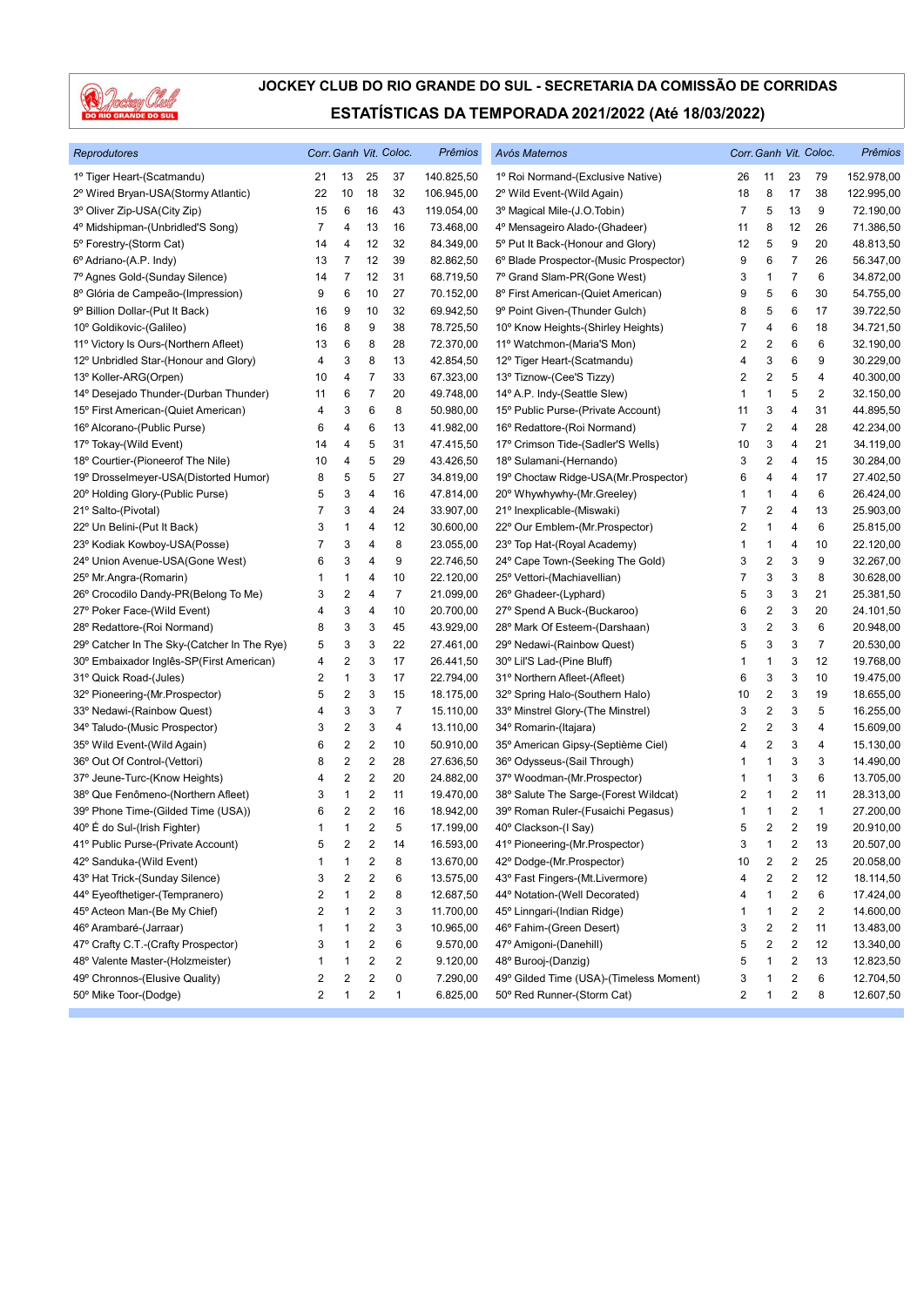# JOCKEY CLUB DO RIO GRANDE DO SUL - SECRETARIA DA COMISSÃO DE CORRIDAS

## ESTATÍSTICAS DA TEMPORADA 2021/2022 (Até 18/03/2022)

| Reprodutores | Corr. | Ganh | Vit. | Coloc. | Prêmios |
|---|---|---|---|---|---|
| 1º Tiger Heart-(Scatmandu) | 21 | 13 | 25 | 37 | 140.825,50 |
| 2º Wired Bryan-USA(Stormy Atlantic) | 22 | 10 | 18 | 32 | 106.945,00 |
| 3º Oliver Zip-USA(City Zip) | 15 | 6 | 16 | 43 | 119.054,00 |
| 4º Midshipman-(Unbridled'S Song) | 7 | 4 | 13 | 16 | 73.468,00 |
| 5º Forestry-(Storm Cat) | 14 | 4 | 12 | 32 | 84.349,00 |
| 6º Adriano-(A.P. Indy) | 13 | 7 | 12 | 39 | 82.862,50 |
| 7º Agnes Gold-(Sunday Silence) | 14 | 7 | 12 | 31 | 68.719,50 |
| 8º Glória de Campeão-(Impression) | 9 | 6 | 10 | 27 | 70.152,00 |
| 9º Billion Dollar-(Put It Back) | 16 | 9 | 10 | 32 | 69.942,50 |
| 10º Goldikovic-(Galileo) | 16 | 8 | 9 | 38 | 78.725,50 |
| 11º Victory Is Ours-(Northern Afleet) | 13 | 6 | 8 | 28 | 72.370,00 |
| 12º Unbridled Star-(Honour and Glory) | 4 | 3 | 8 | 13 | 42.854,50 |
| 13º Koller-ARG(Orpen) | 10 | 4 | 7 | 33 | 67.323,00 |
| 14º Desejado Thunder-(Durban Thunder) | 11 | 6 | 7 | 20 | 49.748,00 |
| 15º First American-(Quiet American) | 4 | 3 | 6 | 8 | 50.980,00 |
| 16º Alcorano-(Public Purse) | 6 | 4 | 6 | 13 | 41.982,00 |
| 17º Tokay-(Wild Event) | 14 | 4 | 5 | 31 | 47.415,50 |
| 18º Courtier-(Pioneerof The Nile) | 10 | 4 | 5 | 29 | 43.426,50 |
| 19º Drosselmeyer-USA(Distorted Humor) | 8 | 5 | 5 | 27 | 34.819,00 |
| 20º Holding Glory-(Public Purse) | 5 | 3 | 4 | 16 | 47.814,00 |
| 21º Salto-(Pivotal) | 7 | 3 | 4 | 24 | 33.907,00 |
| 22º Un Belini-(Put It Back) | 3 | 1 | 4 | 12 | 30.600,00 |
| 23º Kodiak Kowboy-USA(Posse) | 7 | 3 | 4 | 8 | 23.055,00 |
| 24º Union Avenue-USA(Gone West) | 6 | 3 | 4 | 9 | 22.746,50 |
| 25º Mr.Angra-(Romarin) | 1 | 1 | 4 | 10 | 22.120,00 |
| 26º Crocodilo Dandy-PR(Belong To Me) | 3 | 2 | 4 | 7 | 21.099,00 |
| 27º Poker Face-(Wild Event) | 4 | 3 | 4 | 10 | 20.700,00 |
| 28º Redattore-(Roi Normand) | 8 | 3 | 3 | 45 | 43.929,00 |
| 29º Catcher In The Sky-(Catcher In The Rye) | 5 | 3 | 3 | 22 | 27.461,00 |
| 30º Embaixador Inglês-SP(First American) | 4 | 2 | 3 | 17 | 26.441,50 |
| 31º Quick Road-(Jules) | 2 | 1 | 3 | 17 | 22.794,00 |
| 32º Pioneering-(Mr.Prospector) | 5 | 2 | 3 | 15 | 18.175,00 |
| 33º Nedawi-(Rainbow Quest) | 4 | 3 | 3 | 7 | 15.110,00 |
| 34º Taludo-(Music Prospector) | 3 | 2 | 3 | 4 | 13.110,00 |
| 35º Wild Event-(Wild Again) | 6 | 2 | 2 | 10 | 50.910,00 |
| 36º Out Of Control-(Vettori) | 8 | 2 | 2 | 28 | 27.636,50 |
| 37º Jeune-Turc-(Know Heights) | 4 | 2 | 2 | 20 | 24.882,00 |
| 38º Que Fenômeno-(Northern Afleet) | 3 | 1 | 2 | 11 | 19.470,00 |
| 39º Phone Time-(Gilded Time (USA)) | 6 | 2 | 2 | 16 | 18.942,00 |
| 40º É do Sul-(Irish Fighter) | 1 | 1 | 2 | 5 | 17.199,00 |
| 41º Public Purse-(Private Account) | 5 | 2 | 2 | 14 | 16.593,00 |
| 42º Sanduka-(Wild Event) | 1 | 1 | 2 | 8 | 13.670,00 |
| 43º Hat Trick-(Sunday Silence) | 3 | 2 | 2 | 6 | 13.575,00 |
| 44º Eyeofthetiger-(Tempranero) | 2 | 1 | 2 | 8 | 12.687,50 |
| 45º Acteon Man-(Be My Chief) | 2 | 1 | 2 | 3 | 11.700,00 |
| 46º Arambaré-(Jarraar) | 1 | 1 | 2 | 3 | 10.965,00 |
| 47º Crafty C.T.-(Crafty Prospector) | 3 | 1 | 2 | 6 | 9.570,00 |
| 48º Valente Master-(Holzmeister) | 1 | 1 | 2 | 2 | 9.120,00 |
| 49º Chronnos-(Elusive Quality) | 2 | 2 | 2 | 0 | 7.290,00 |
| 50º Mike Toor-(Dodge) | 2 | 1 | 2 | 1 | 6.825,00 |

| Avós Maternos | Corr. | Ganh | Vit. | Coloc. | Prêmios |
|---|---|---|---|---|---|
| 1º Roi Normand-(Exclusive Native) | 26 | 11 | 23 | 79 | 152.978,00 |
| 2º Wild Event-(Wild Again) | 18 | 8 | 17 | 38 | 122.995,00 |
| 3º Magical Mile-(J.O.Tobin) | 7 | 5 | 13 | 9 | 72.190,00 |
| 4º Mensageiro Alado-(Ghadeer) | 11 | 8 | 12 | 26 | 71.386,50 |
| 5º Put It Back-(Honour and Glory) | 12 | 5 | 9 | 20 | 48.813,50 |
| 6º Blade Prospector-(Music Prospector) | 9 | 6 | 7 | 26 | 56.347,00 |
| 7º Grand Slam-PR(Gone West) | 3 | 1 | 7 | 6 | 34.872,00 |
| 8º First American-(Quiet American) | 9 | 5 | 6 | 30 | 54.755,00 |
| 9º Point Given-(Thunder Gulch) | 8 | 5 | 6 | 17 | 39.722,50 |
| 10º Know Heights-(Shirley Heights) | 7 | 4 | 6 | 18 | 34.721,50 |
| 11º Watchmon-(Maria'S Mon) | 2 | 2 | 6 | 6 | 32.190,00 |
| 12º Tiger Heart-(Scatmandu) | 4 | 3 | 6 | 9 | 30.229,00 |
| 13º Tiznow-(Cee'S Tizzy) | 2 | 2 | 5 | 4 | 40.300,00 |
| 14º A.P. Indy-(Seattle Slew) | 1 | 1 | 5 | 2 | 32.150,00 |
| 15º Public Purse-(Private Account) | 11 | 3 | 4 | 31 | 44.895,50 |
| 16º Redattore-(Roi Normand) | 7 | 2 | 4 | 28 | 42.234,00 |
| 17º Crimson Tide-(Sadler'S Wells) | 10 | 3 | 4 | 21 | 34.119,00 |
| 18º Sulamani-(Hernando) | 3 | 2 | 4 | 15 | 30.284,00 |
| 19º Choctaw Ridge-USA(Mr.Prospector) | 6 | 4 | 4 | 17 | 27.402,50 |
| 20º Whywhywhy-(Mr.Greeley) | 1 | 1 | 4 | 6 | 26.424,00 |
| 21º Inexplicable-(Miswaki) | 7 | 2 | 4 | 13 | 25.903,00 |
| 22º Our Emblem-(Mr.Prospector) | 2 | 1 | 4 | 6 | 25.815,00 |
| 23º Top Hat-(Royal Academy) | 1 | 1 | 4 | 10 | 22.120,00 |
| 24º Cape Town-(Seeking The Gold) | 3 | 2 | 3 | 9 | 32.267,00 |
| 25º Vettori-(Machiavellian) | 7 | 3 | 3 | 8 | 30.628,00 |
| 26º Ghadeer-(Lyphard) | 5 | 3 | 3 | 21 | 25.381,50 |
| 27º Spend A Buck-(Buckaroo) | 6 | 2 | 3 | 20 | 24.101,50 |
| 28º Mark Of Esteem-(Darshaan) | 3 | 2 | 3 | 6 | 20.948,00 |
| 29º Nedawi-(Rainbow Quest) | 5 | 3 | 3 | 7 | 20.530,00 |
| 30º Lil'S Lad-(Pine Bluff) | 1 | 1 | 3 | 12 | 19.768,00 |
| 31º Northern Afleet-(Afleet) | 6 | 3 | 3 | 10 | 19.475,00 |
| 32º Spring Halo-(Southern Halo) | 10 | 2 | 3 | 19 | 18.655,00 |
| 33º Minstrel Glory-(The Minstrel) | 3 | 2 | 3 | 5 | 16.255,00 |
| 34º Romarin-(Itajara) | 2 | 2 | 3 | 4 | 15.609,00 |
| 35º American Gipsy-(Septième Ciel) | 4 | 2 | 3 | 4 | 15.130,00 |
| 36º Odysseus-(Sail Through) | 1 | 1 | 3 | 3 | 14.490,00 |
| 37º Woodman-(Mr.Prospector) | 1 | 1 | 3 | 6 | 13.705,00 |
| 38º Salute The Sarge-(Forest Wildcat) | 2 | 1 | 2 | 11 | 28.313,00 |
| 39º Roman Ruler-(Fusaichi Pegasus) | 1 | 1 | 2 | 1 | 27.200,00 |
| 40º Clackson-(I Say) | 5 | 2 | 2 | 19 | 20.910,00 |
| 41º Pioneering-(Mr.Prospector) | 3 | 1 | 2 | 13 | 20.507,00 |
| 42º Dodge-(Mr.Prospector) | 10 | 2 | 2 | 25 | 20.058,00 |
| 43º Fast Fingers-(Mt.Livermore) | 4 | 2 | 2 | 12 | 18.114,50 |
| 44º Notation-(Well Decorated) | 4 | 1 | 2 | 6 | 17.424,00 |
| 45º Linngari-(Indian Ridge) | 1 | 1 | 2 | 2 | 14.600,00 |
| 46º Fahim-(Green Desert) | 3 | 2 | 2 | 11 | 13.483,00 |
| 47º Amigoni-(Danehill) | 5 | 2 | 2 | 12 | 13.340,00 |
| 48º Burooj-(Danzig) | 5 | 1 | 2 | 13 | 12.823,50 |
| 49º Gilded Time (USA)-(Timeless Moment) | 3 | 1 | 2 | 6 | 12.704,50 |
| 50º Red Runner-(Storm Cat) | 2 | 1 | 2 | 8 | 12.607,50 |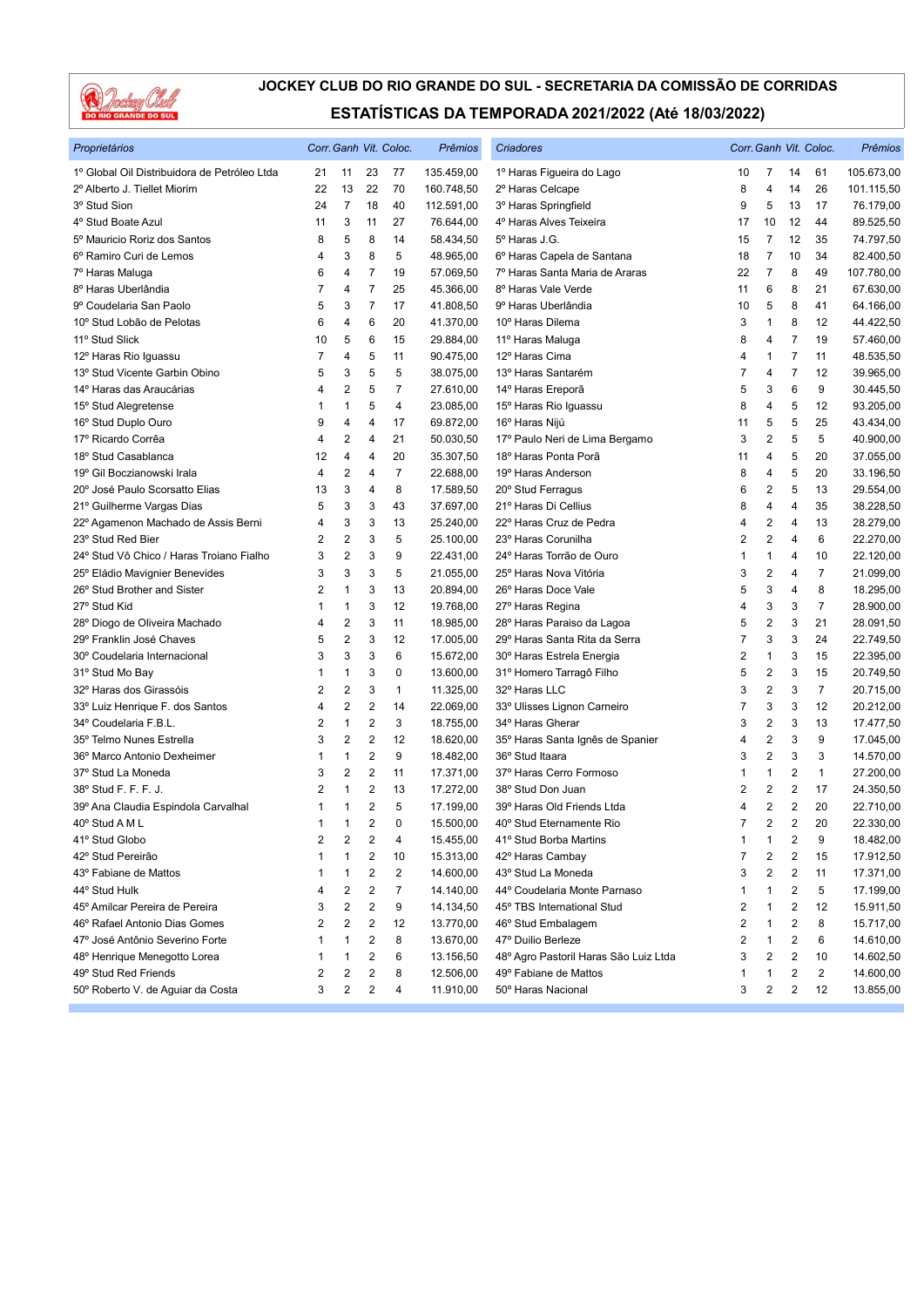# JOCKEY CLUB DO RIO GRANDE DO SUL - SECRETARIA DA COMISSÃO DE CORRIDAS

## ESTATÍSTICAS DA TEMPORADA 2021/2022 (Até 18/03/2022)

| *Proprietários* | *Corr.* | *Ganh* | *Vit.* | *Coloc.* | *Prêmios* |
|---|---|---|---|---|---|
| 1º Global Oil Distribuidora de Petróleo Ltda | 21 | 11 | 23 | 77 | 135.459,00 |
| 2º Alberto J. Tiellet Miorim | 22 | 13 | 22 | 70 | 160.748,50 |
| 3º Stud Sion | 24 | 7 | 18 | 40 | 112.591,00 |
| 4º Stud Boate Azul | 11 | 3 | 11 | 27 | 76.644,00 |
| 5º Mauricio Roriz dos Santos | 8 | 5 | 8 | 14 | 58.434,50 |
| 6º Ramiro Curi de Lemos | 4 | 3 | 8 | 5 | 48.965,00 |
| 7º Haras Maluga | 6 | 4 | 7 | 19 | 57.069,50 |
| 8º Haras Uberlândia | 7 | 4 | 7 | 25 | 45.366,00 |
| 9º Coudelaria San Paolo | 5 | 3 | 7 | 17 | 41.808,50 |
| 10º Stud Lobão de Pelotas | 6 | 4 | 6 | 20 | 41.370,00 |
| 11º Stud Slick | 10 | 5 | 6 | 15 | 29.884,00 |
| 12º Haras Rio Iguassu | 7 | 4 | 5 | 11 | 90.475,00 |
| 13º Stud Vicente Garbin Obino | 5 | 3 | 5 | 5 | 38.075,00 |
| 14º Haras das Araucárias | 4 | 2 | 5 | 7 | 27.610,00 |
| 15º Stud Alegretense | 1 | 1 | 5 | 4 | 23.085,00 |
| 16º Stud Duplo Ouro | 9 | 4 | 4 | 17 | 69.872,00 |
| 17º Ricardo Corrêa | 4 | 2 | 4 | 21 | 50.030,50 |
| 18º Stud Casablanca | 12 | 4 | 4 | 20 | 35.307,50 |
| 19º Gil Boczianowski Irala | 4 | 2 | 4 | 7 | 22.688,00 |
| 20º José Paulo Scorsatto Elias | 13 | 3 | 4 | 8 | 17.589,50 |
| 21º Guilherme Vargas Dias | 5 | 3 | 3 | 43 | 37.697,00 |
| 22º Agamenon Machado de Assis Berni | 4 | 3 | 3 | 13 | 25.240,00 |
| 23º Stud Red Bier | 2 | 2 | 3 | 5 | 25.100,00 |
| 24º Stud Vô Chico / Haras Troiano Fialho | 3 | 2 | 3 | 9 | 22.431,00 |
| 25º Eládio Mavignier Benevides | 3 | 3 | 3 | 5 | 21.055,00 |
| 26º Stud Brother and Sister | 2 | 1 | 3 | 13 | 20.894,00 |
| 27º Stud Kid | 1 | 1 | 3 | 12 | 19.768,00 |
| 28º Diogo de Oliveira Machado | 4 | 2 | 3 | 11 | 18.985,00 |
| 29º Franklin José Chaves | 5 | 2 | 3 | 12 | 17.005,00 |
| 30º Coudelaria Internacional | 3 | 3 | 3 | 6 | 15.672,00 |
| 31º Stud Mo Bay | 1 | 1 | 3 | 0 | 13.600,00 |
| 32º Haras dos Girassóis | 2 | 2 | 3 | 1 | 11.325,00 |
| 33º Luiz Henrique F. dos Santos | 4 | 2 | 2 | 14 | 22.069,00 |
| 34º Coudelaria F.B.L. | 2 | 1 | 2 | 3 | 18.755,00 |
| 35º Telmo Nunes Estrella | 3 | 2 | 2 | 12 | 18.620,00 |
| 36º Marco Antonio Dexheimer | 1 | 1 | 2 | 9 | 18.482,00 |
| 37º Stud La Moneda | 3 | 2 | 2 | 11 | 17.371,00 |
| 38º Stud F. F. F. J. | 2 | 1 | 2 | 13 | 17.272,00 |
| 39º Ana Claudia Espindola Carvalhal | 1 | 1 | 2 | 5 | 17.199,00 |
| 40º Stud A M L | 1 | 1 | 2 | 0 | 15.500,00 |
| 41º Stud Globo | 2 | 2 | 2 | 4 | 15.455,00 |
| 42º Stud Pereirão | 1 | 1 | 2 | 10 | 15.313,00 |
| 43º Fabiane de Mattos | 1 | 1 | 2 | 2 | 14.600,00 |
| 44º Stud Hulk | 4 | 2 | 2 | 7 | 14.140,00 |
| 45º Amilcar Pereira de Pereira | 3 | 2 | 2 | 9 | 14.134,50 |
| 46º Rafael Antonio Dias Gomes | 2 | 2 | 2 | 12 | 13.770,00 |
| 47º José Antônio Severino Forte | 1 | 1 | 2 | 8 | 13.670,00 |
| 48º Henrique Menegotto Lorea | 1 | 1 | 2 | 6 | 13.156,50 |
| 49º Stud Red Friends | 2 | 2 | 2 | 8 | 12.506,00 |
| 50º Roberto V. de Aguiar da Costa | 3 | 2 | 2 | 4 | 11.910,00 |

| *Criadores* | *Corr.* | *Ganh* | *Vit.* | *Coloc.* | *Prêmios* |
|---|---|---|---|---|---|
| 1º Haras Figueira do Lago | 10 | 7 | 14 | 61 | 105.673,00 |
| 2º Haras Celcape | 8 | 4 | 14 | 26 | 101.115,50 |
| 3º Haras Springfield | 9 | 5 | 13 | 17 | 76.179,00 |
| 4º Haras Alves Teixeira | 17 | 10 | 12 | 44 | 89.525,50 |
| 5º Haras J.G. | 15 | 7 | 12 | 35 | 74.797,50 |
| 6º Haras Capela de Santana | 18 | 7 | 10 | 34 | 82.400,50 |
| 7º Haras Santa Maria de Araras | 22 | 7 | 8 | 49 | 107.780,00 |
| 8º Haras Vale Verde | 11 | 6 | 8 | 21 | 67.630,00 |
| 9º Haras Uberlândia | 10 | 5 | 8 | 41 | 64.166,00 |
| 10º Haras Dilema | 3 | 1 | 8 | 12 | 44.422,50 |
| 11º Haras Maluga | 8 | 4 | 7 | 19 | 57.460,00 |
| 12º Haras Cima | 4 | 1 | 7 | 11 | 48.535,50 |
| 13º Haras Santarém | 7 | 4 | 7 | 12 | 39.965,00 |
| 14º Haras Ereporã | 5 | 3 | 6 | 9 | 30.445,50 |
| 15º Haras Rio Iguassu | 8 | 4 | 5 | 12 | 93.205,00 |
| 16º Haras Nijú | 11 | 5 | 5 | 25 | 43.434,00 |
| 17º Paulo Neri de Lima Bergamo | 3 | 2 | 5 | 5 | 40.900,00 |
| 18º Haras Ponta Porã | 11 | 4 | 5 | 20 | 37.055,00 |
| 19º Haras Anderson | 8 | 4 | 5 | 20 | 33.196,50 |
| 20º Stud Ferragus | 6 | 2 | 5 | 13 | 29.554,00 |
| 21º Haras Di Cellius | 8 | 4 | 4 | 35 | 38.228,50 |
| 22º Haras Cruz de Pedra | 4 | 2 | 4 | 13 | 28.279,00 |
| 23º Haras Corunilha | 2 | 2 | 4 | 6 | 22.270,00 |
| 24º Haras Torrão de Ouro | 1 | 1 | 4 | 10 | 22.120,00 |
| 25º Haras Nova Vitória | 3 | 2 | 4 | 7 | 21.099,00 |
| 26º Haras Doce Vale | 5 | 3 | 4 | 8 | 18.295,00 |
| 27º Haras Regina | 4 | 3 | 3 | 7 | 28.900,00 |
| 28º Haras Paraiso da Lagoa | 5 | 2 | 3 | 21 | 28.091,50 |
| 29º Haras Santa Rita da Serra | 7 | 3 | 3 | 24 | 22.749,50 |
| 30º Haras Estrela Energia | 2 | 1 | 3 | 15 | 22.395,00 |
| 31º Homero Tarragô Filho | 5 | 2 | 3 | 15 | 20.749,50 |
| 32º Haras LLC | 3 | 2 | 3 | 7 | 20.715,00 |
| 33º Ulisses Lignon Carneiro | 7 | 3 | 3 | 12 | 20.212,00 |
| 34º Haras Gherar | 3 | 2 | 3 | 13 | 17.477,50 |
| 35º Haras Santa Ignês de Spanier | 4 | 2 | 3 | 9 | 17.045,00 |
| 36º Stud Itaara | 3 | 2 | 3 | 3 | 14.570,00 |
| 37º Haras Cerro Formoso | 1 | 1 | 2 | 1 | 27.200,00 |
| 38º Stud Don Juan | 2 | 2 | 2 | 17 | 24.350,50 |
| 39º Haras Old Friends Ltda | 4 | 2 | 2 | 20 | 22.710,00 |
| 40º Stud Eternamente Rio | 7 | 2 | 2 | 20 | 22.330,00 |
| 41º Stud Borba Martins | 1 | 1 | 2 | 9 | 18.482,00 |
| 42º Haras Cambay | 7 | 2 | 2 | 15 | 17.912,50 |
| 43º Stud La Moneda | 3 | 2 | 2 | 11 | 17.371,00 |
| 44º Coudelaria Monte Parnaso | 1 | 1 | 2 | 5 | 17.199,00 |
| 45º TBS International Stud | 2 | 1 | 2 | 12 | 15.911,50 |
| 46º Stud Embalagem | 2 | 1 | 2 | 8 | 15.717,00 |
| 47º Duilio Berleze | 2 | 1 | 2 | 6 | 14.610,00 |
| 48º Agro Pastoril Haras São Luiz Ltda | 3 | 2 | 2 | 10 | 14.602,50 |
| 49º Fabiane de Mattos | 1 | 1 | 2 | 2 | 14.600,00 |
| 50º Haras Nacional | 3 | 2 | 2 | 12 | 13.855,00 |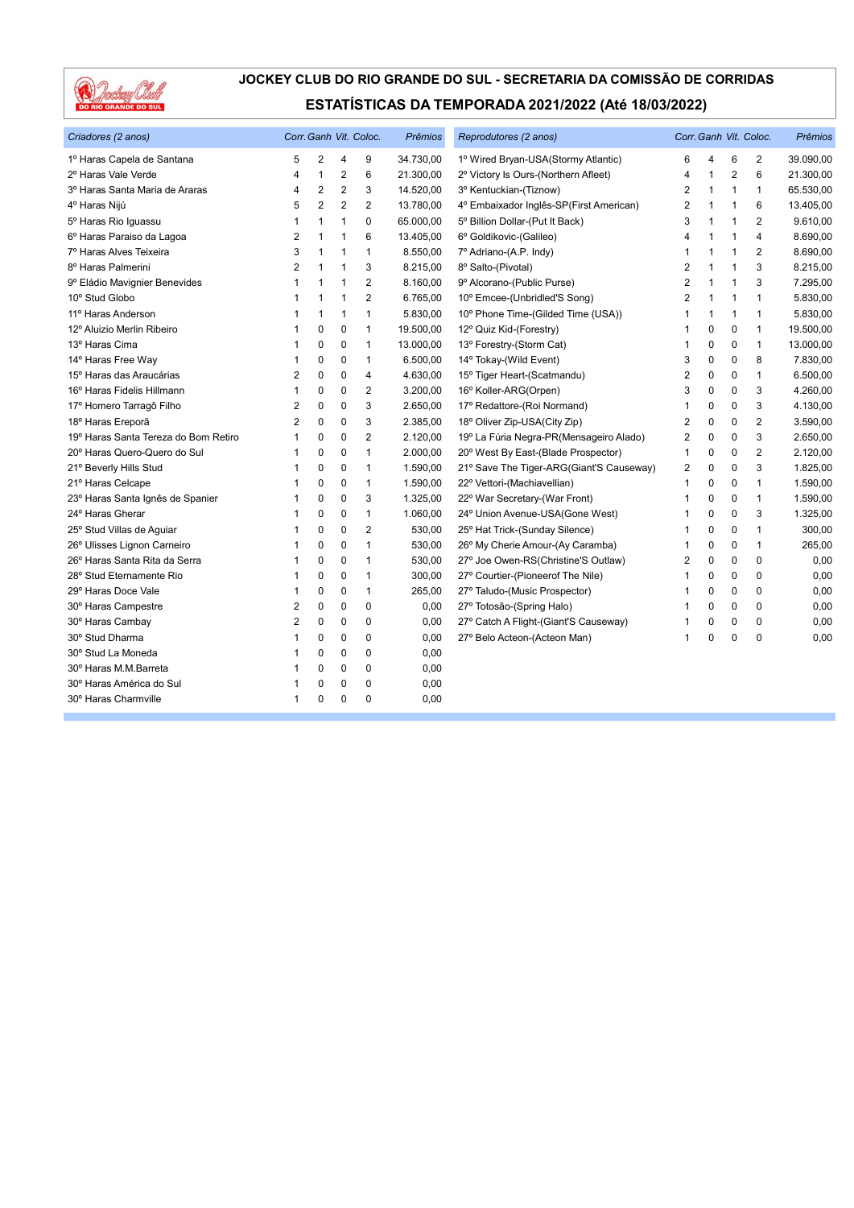# JOCKEY CLUB DO RIO GRANDE DO SUL - SECRETARIA DA COMISSÃO DE CORRIDAS

## ESTATÍSTICAS DA TEMPORADA 2021/2022 (Até 18/03/2022)

| *Criadores (2 anos)* | *Corr.* | *Ganh* | *Vit.* | *Coloc.* | *Prêmios* |
|---|---|---|---|---|---|
| 1º Haras Capela de Santana | 5 | 2 | 4 | 9 | 34.730,00 |
| 2º Haras Vale Verde | 4 | 1 | 2 | 6 | 21.300,00 |
| 3º Haras Santa Maria de Araras | 4 | 2 | 2 | 3 | 14.520,00 |
| 4º Haras Nijú | 5 | 2 | 2 | 2 | 13.780,00 |
| 5º Haras Rio Iguassu | 1 | 1 | 1 | 0 | 65.000,00 |
| 6º Haras Paraiso da Lagoa | 2 | 1 | 1 | 6 | 13.405,00 |
| 7º Haras Alves Teixeira | 3 | 1 | 1 | 1 | 8.550,00 |
| 8º Haras Palmerini | 2 | 1 | 1 | 3 | 8.215,00 |
| 9º Eládio Mavignier Benevides | 1 | 1 | 1 | 2 | 8.160,00 |
| 10º Stud Globo | 1 | 1 | 1 | 2 | 6.765,00 |
| 11º Haras Anderson | 1 | 1 | 1 | 1 | 5.830,00 |
| 12º Aluizio Merlin Ribeiro | 1 | 0 | 0 | 1 | 19.500,00 |
| 13º Haras Cima | 1 | 0 | 0 | 1 | 13.000,00 |
| 14º Haras Free Way | 1 | 0 | 0 | 1 | 6.500,00 |
| 15º Haras das Araucárias | 2 | 0 | 0 | 4 | 4.630,00 |
| 16º Haras Fidelis Hillmann | 1 | 0 | 0 | 2 | 3.200,00 |
| 17º Homero Tarragô Filho | 2 | 0 | 0 | 3 | 2.650,00 |
| 18º Haras Ereporã | 2 | 0 | 0 | 3 | 2.385,00 |
| 19º Haras Santa Tereza do Bom Retiro | 1 | 0 | 0 | 2 | 2.120,00 |
| 20º Haras Quero-Quero do Sul | 1 | 0 | 0 | 1 | 2.000,00 |
| 21º Beverly Hills Stud | 1 | 0 | 0 | 1 | 1.590,00 |
| 21º Haras Celcape | 1 | 0 | 0 | 1 | 1.590,00 |
| 23º Haras Santa Ignês de Spanier | 1 | 0 | 0 | 3 | 1.325,00 |
| 24º Haras Gherar | 1 | 0 | 0 | 1 | 1.060,00 |
| 25º Stud Villas de Aguiar | 1 | 0 | 0 | 2 | 530,00 |
| 26º Ulisses Lignon Carneiro | 1 | 0 | 0 | 1 | 530,00 |
| 26º Haras Santa Rita da Serra | 1 | 0 | 0 | 1 | 530,00 |
| 28º Stud Eternamente Rio | 1 | 0 | 0 | 1 | 300,00 |
| 29º Haras Doce Vale | 1 | 0 | 0 | 1 | 265,00 |
| 30º Haras Campestre | 2 | 0 | 0 | 0 | 0,00 |
| 30º Haras Cambay | 2 | 0 | 0 | 0 | 0,00 |
| 30º Stud Dharma | 1 | 0 | 0 | 0 | 0,00 |
| 30º Stud La Moneda | 1 | 0 | 0 | 0 | 0,00 |
| 30º Haras M.M.Barreta | 1 | 0 | 0 | 0 | 0,00 |
| 30º Haras América do Sul | 1 | 0 | 0 | 0 | 0,00 |
| 30º Haras Charmville | 1 | 0 | 0 | 0 | 0,00 |

| *Reprodutores (2 anos)* | *Corr.* | *Ganh* | *Vit.* | *Coloc.* | *Prêmios* |
|---|---|---|---|---|---|
| 1º Wired Bryan-USA(Stormy Atlantic) | 6 | 4 | 6 | 2 | 39.090,00 |
| 2º Victory Is Ours-(Northern Afleet) | 4 | 1 | 2 | 6 | 21.300,00 |
| 3º Kentuckian-(Tiznow) | 2 | 1 | 1 | 1 | 65.530,00 |
| 4º Embaixador Inglês-SP(First American) | 2 | 1 | 1 | 6 | 13.405,00 |
| 5º Billion Dollar-(Put It Back) | 3 | 1 | 1 | 2 | 9.610,00 |
| 6º Goldikovic-(Galileo) | 4 | 1 | 1 | 4 | 8.690,00 |
| 7º Adriano-(A.P. Indy) | 1 | 1 | 1 | 2 | 8.690,00 |
| 8º Salto-(Pivotal) | 2 | 1 | 1 | 3 | 8.215,00 |
| 9º Alcorano-(Public Purse) | 2 | 1 | 1 | 3 | 7.295,00 |
| 10º Emcee-(Unbridled'S Song) | 2 | 1 | 1 | 1 | 5.830,00 |
| 10º Phone Time-(Gilded Time (USA)) | 1 | 1 | 1 | 1 | 5.830,00 |
| 12º Quiz Kid-(Forestry) | 1 | 0 | 0 | 1 | 19.500,00 |
| 13º Forestry-(Storm Cat) | 1 | 0 | 0 | 1 | 13.000,00 |
| 14º Tokay-(Wild Event) | 3 | 0 | 0 | 8 | 7.830,00 |
| 15º Tiger Heart-(Scatmandu) | 2 | 0 | 0 | 1 | 6.500,00 |
| 16º Koller-ARG(Orpen) | 3 | 0 | 0 | 3 | 4.260,00 |
| 17º Redattore-(Roi Normand) | 1 | 0 | 0 | 3 | 4.130,00 |
| 18º Oliver Zip-USA(City Zip) | 2 | 0 | 0 | 2 | 3.590,00 |
| 19º La Fúria Negra-PR(Mensageiro Alado) | 2 | 0 | 0 | 3 | 2.650,00 |
| 20º West By East-(Blade Prospector) | 1 | 0 | 0 | 2 | 2.120,00 |
| 21º Save The Tiger-ARG(Giant'S Causeway) | 2 | 0 | 0 | 3 | 1.825,00 |
| 22º Vettori-(Machiavellian) | 1 | 0 | 0 | 1 | 1.590,00 |
| 22º War Secretary-(War Front) | 1 | 0 | 0 | 1 | 1.590,00 |
| 24º Union Avenue-USA(Gone West) | 1 | 0 | 0 | 3 | 1.325,00 |
| 25º Hat Trick-(Sunday Silence) | 1 | 0 | 0 | 1 | 300,00 |
| 26º My Cherie Amour-(Ay Caramba) | 1 | 0 | 0 | 1 | 265,00 |
| 27º Joe Owen-RS(Christine'S Outlaw) | 2 | 0 | 0 | 0 | 0,00 |
| 27º Courtier-(Pioneerof The Nile) | 1 | 0 | 0 | 0 | 0,00 |
| 27º Taludo-(Music Prospector) | 1 | 0 | 0 | 0 | 0,00 |
| 27º Totosão-(Spring Halo) | 1 | 0 | 0 | 0 | 0,00 |
| 27º Catch A Flight-(Giant'S Causeway) | 1 | 0 | 0 | 0 | 0,00 |
| 27º Belo Acteon-(Acteon Man) | 1 | 0 | 0 | 0 | 0,00 |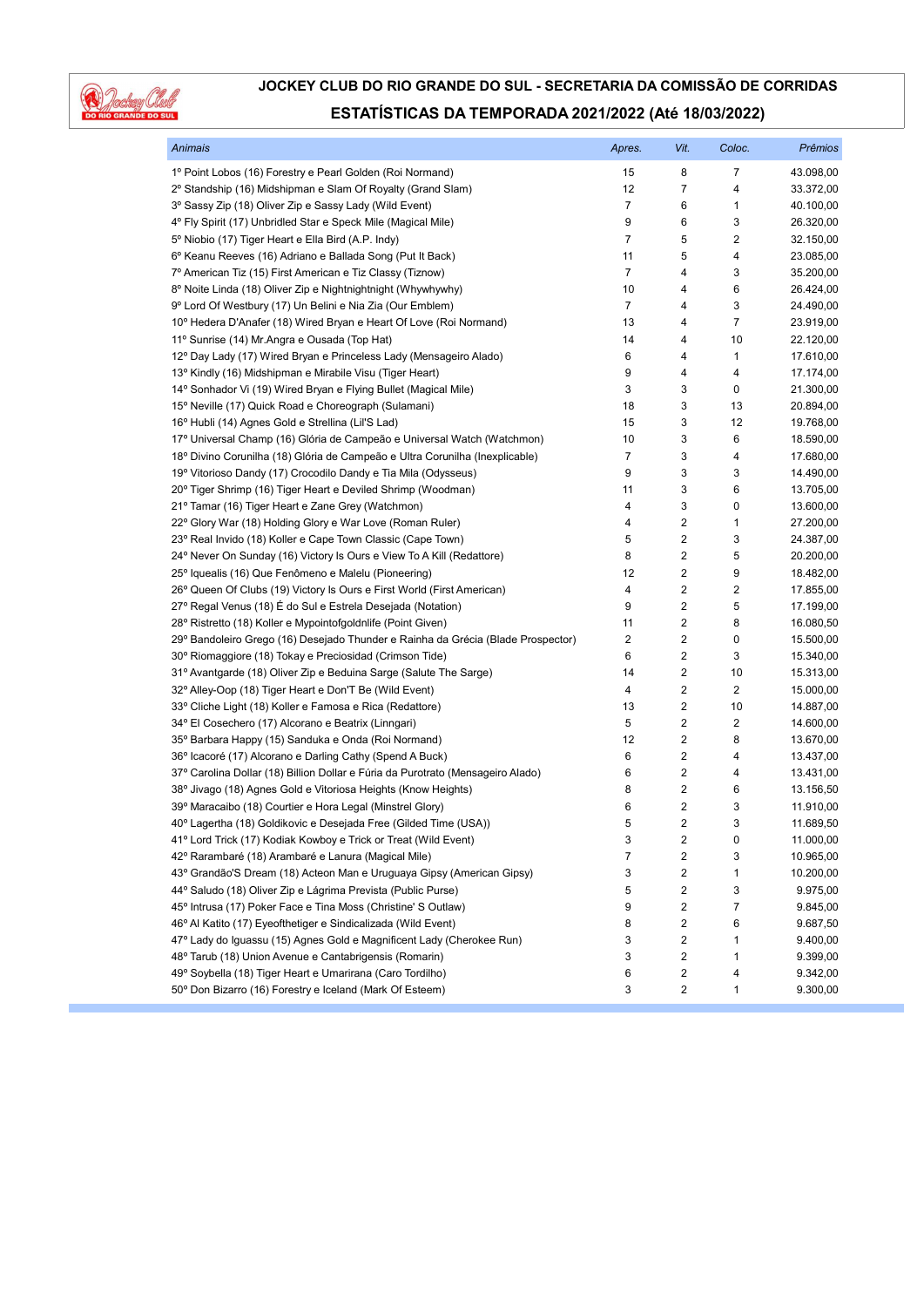# JOCKEY CLUB DO RIO GRANDE DO SUL - SECRETARIA DA COMISSÃO DE CORRIDAS

## ESTATÍSTICAS DA TEMPORADA 2021/2022 (Até 18/03/2022)

| *Animais* | *Apres.* | *Vit.* | *Coloc.* | *Prêmios* |
|---|---|---|---|---|
| 1º Point Lobos (16) Forestry e Pearl Golden (Roi Normand) | 15 | 8 | 7 | 43.098,00 |
| 2º Standship (16) Midshipman e Slam Of Royalty (Grand Slam) | 12 | 7 | 4 | 33.372,00 |
| 3º Sassy Zip (18) Oliver Zip e Sassy Lady (Wild Event) | 7 | 6 | 1 | 40.100,00 |
| 4º Fly Spirit (17) Unbridled Star e Speck Mile (Magical Mile) | 9 | 6 | 3 | 26.320,00 |
| 5º Niobio (17) Tiger Heart e Ella Bird (A.P. Indy) | 7 | 5 | 2 | 32.150,00 |
| 6º Keanu Reeves (16) Adriano e Ballada Song (Put It Back) | 11 | 5 | 4 | 23.085,00 |
| 7º American Tiz (15) First American e Tiz Classy (Tiznow) | 7 | 4 | 3 | 35.200,00 |
| 8º Noite Linda (18) Oliver Zip e Nightnightnight (Whywhywhy) | 10 | 4 | 6 | 26.424,00 |
| 9º Lord Of Westbury (17) Un Belini e Nia Zia (Our Emblem) | 7 | 4 | 3 | 24.490,00 |
| 10º Hedera D'Anafer (18) Wired Bryan e Heart Of Love (Roi Normand) | 13 | 4 | 7 | 23.919,00 |
| 11º Sunrise (14) Mr.Angra e Ousada (Top Hat) | 14 | 4 | 10 | 22.120,00 |
| 12º Day Lady (17) Wired Bryan e Princeless Lady (Mensageiro Alado) | 6 | 4 | 1 | 17.610,00 |
| 13º Kindly (16) Midshipman e Mirabile Visu (Tiger Heart) | 9 | 4 | 4 | 17.174,00 |
| 14º Sonhador Vi (19) Wired Bryan e Flying Bullet (Magical Mile) | 3 | 3 | 0 | 21.300,00 |
| 15º Neville (17) Quick Road e Choreograph (Sulamani) | 18 | 3 | 13 | 20.894,00 |
| 16º Hubli (14) Agnes Gold e Strellina (Lil'S Lad) | 15 | 3 | 12 | 19.768,00 |
| 17º Universal Champ (16) Glória de Campeão e Universal Watch (Watchmon) | 10 | 3 | 6 | 18.590,00 |
| 18º Divino Corunilha (18) Glória de Campeão e Ultra Corunilha (Inexplicable) | 7 | 3 | 4 | 17.680,00 |
| 19º Vitorioso Dandy (17) Crocodilo Dandy e Tia Mila (Odysseus) | 9 | 3 | 3 | 14.490,00 |
| 20º Tiger Shrimp (16) Tiger Heart e Deviled Shrimp (Woodman) | 11 | 3 | 6 | 13.705,00 |
| 21º Tamar (16) Tiger Heart e Zane Grey (Watchmon) | 4 | 3 | 0 | 13.600,00 |
| 22º Glory War (18) Holding Glory e War Love (Roman Ruler) | 4 | 2 | 1 | 27.200,00 |
| 23º Real Invido (18) Koller e Cape Town Classic (Cape Town) | 5 | 2 | 3 | 24.387,00 |
| 24º Never On Sunday (16) Victory Is Ours e View To A Kill (Redattore) | 8 | 2 | 5 | 20.200,00 |
| 25º Iquealis (16) Que Fenômeno e Malelu (Pioneering) | 12 | 2 | 9 | 18.482,00 |
| 26º Queen Of Clubs (19) Victory Is Ours e First World (First American) | 4 | 2 | 2 | 17.855,00 |
| 27º Regal Venus (18) É do Sul e Estrela Desejada (Notation) | 9 | 2 | 5 | 17.199,00 |
| 28º Ristretto (18) Koller e Mypointofgoldnlife (Point Given) | 11 | 2 | 8 | 16.080,50 |
| 29º Bandoleiro Grego (16) Desejado Thunder e Rainha da Grécia (Blade Prospector) | 2 | 2 | 0 | 15.500,00 |
| 30º Riomaggiore (18) Tokay e Preciosidad (Crimson Tide) | 6 | 2 | 3 | 15.340,00 |
| 31º Avantgarde (18) Oliver Zip e Beduina Sarge (Salute The Sarge) | 14 | 2 | 10 | 15.313,00 |
| 32º Alley-Oop (18) Tiger Heart e Don'T Be (Wild Event) | 4 | 2 | 2 | 15.000,00 |
| 33º Cliche Light (18) Koller e Famosa e Rica (Redattore) | 13 | 2 | 10 | 14.887,00 |
| 34º El Cosechero (17) Alcorano e Beatrix (Linngari) | 5 | 2 | 2 | 14.600,00 |
| 35º Barbara Happy (15) Sanduka e Onda (Roi Normand) | 12 | 2 | 8 | 13.670,00 |
| 36º Icacoré (17) Alcorano e Darling Cathy (Spend A Buck) | 6 | 2 | 4 | 13.437,00 |
| 37º Carolina Dollar (18) Billion Dollar e Fúria da Purotrato (Mensageiro Alado) | 6 | 2 | 4 | 13.431,00 |
| 38º Jivago (18) Agnes Gold e Vitoriosa Heights (Know Heights) | 8 | 2 | 6 | 13.156,50 |
| 39º Maracaibo (18) Courtier e Hora Legal (Minstrel Glory) | 6 | 2 | 3 | 11.910,00 |
| 40º Lagertha (18) Goldikovic e Desejada Free (Gilded Time (USA)) | 5 | 2 | 3 | 11.689,50 |
| 41º Lord Trick (17) Kodiak Kowboy e Trick or Treat (Wild Event) | 3 | 2 | 0 | 11.000,00 |
| 42º Rarambaré (18) Arambaré e Lanura (Magical Mile) | 7 | 2 | 3 | 10.965,00 |
| 43º Grandão'S Dream (18) Acteon Man e Uruguaya Gipsy (American Gipsy) | 3 | 2 | 1 | 10.200,00 |
| 44º Saludo (18) Oliver Zip e Lágrima Prevista (Public Purse) | 5 | 2 | 3 | 9.975,00 |
| 45º Intrusa (17) Poker Face e Tina Moss (Christine' S Outlaw) | 9 | 2 | 7 | 9.845,00 |
| 46º Al Katito (17) Eyeofthetiger e Sindicalizada (Wild Event) | 8 | 2 | 6 | 9.687,50 |
| 47º Lady do Iguassu (15) Agnes Gold e Magnificent Lady (Cherokee Run) | 3 | 2 | 1 | 9.400,00 |
| 48º Tarub (18) Union Avenue e Cantabrigensis (Romarin) | 3 | 2 | 1 | 9.399,00 |
| 49º Soybella (18) Tiger Heart e Umarirana (Caro Tordilho) | 6 | 2 | 4 | 9.342,00 |
| 50º Don Bizarro (16) Forestry e Iceland (Mark Of Esteem) | 3 | 2 | 1 | 9.300,00 |